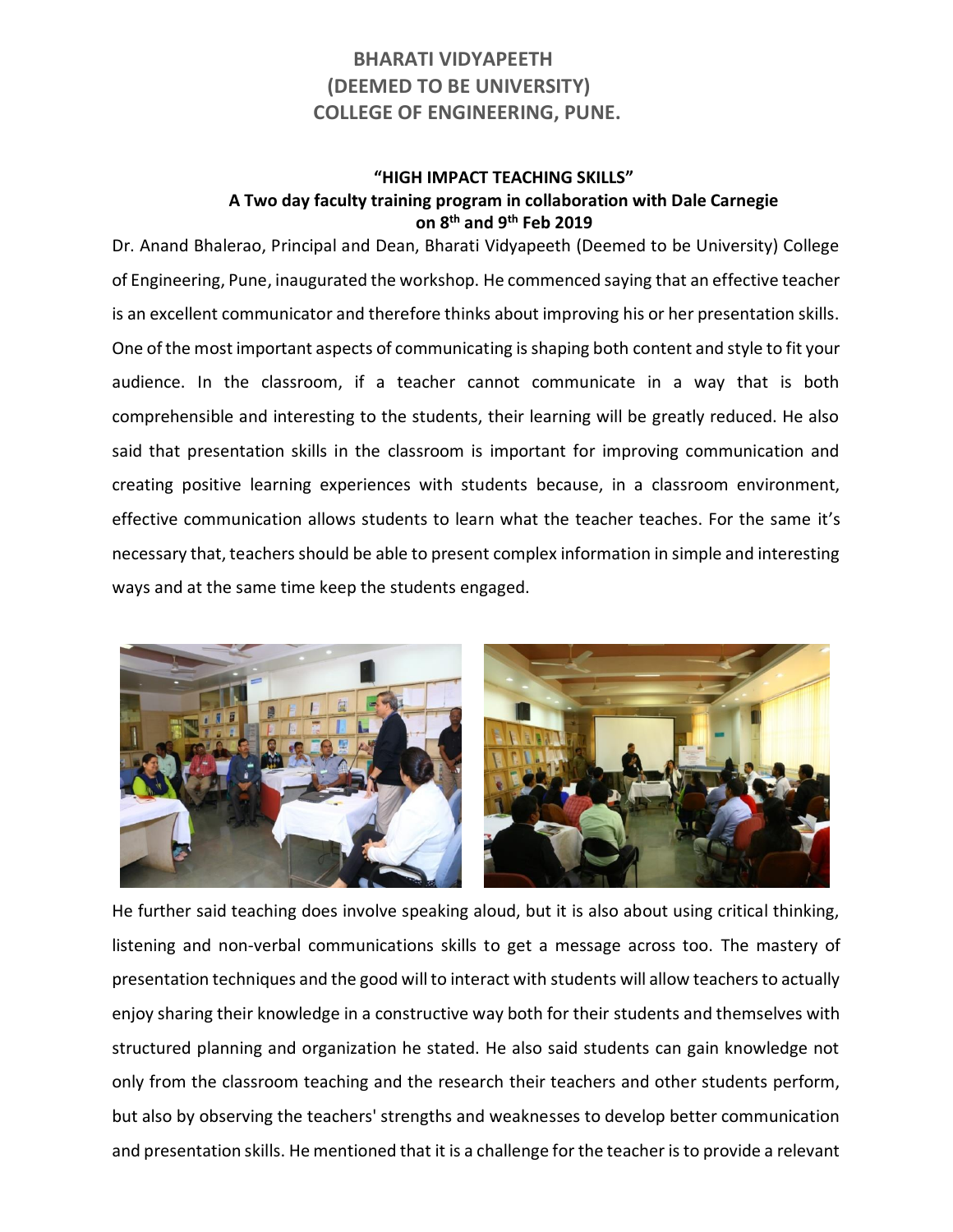# BHARATI VIDYAPEETH
# (DEEMED TO BE UNIVERSITY)
# COLLEGE OF ENGINEERING, PUNE.

## "HIGH IMPACT TEACHING SKILLS"
### A Two day faculty training program in collaboration with Dale Carnegie on 8th and 9th Feb 2019

Dr. Anand Bhalerao, Principal and Dean, Bharati Vidyapeeth (Deemed to be University) College of Engineering, Pune, inaugurated the workshop. He commenced saying that an effective teacher is an excellent communicator and therefore thinks about improving his or her presentation skills. One of the most important aspects of communicating is shaping both content and style to fit your audience. In the classroom, if a teacher cannot communicate in a way that is both comprehensible and interesting to the students, their learning will be greatly reduced. He also said that presentation skills in the classroom is important for improving communication and creating positive learning experiences with students because, in a classroom environment, effective communication allows students to learn what the teacher teaches. For the same it's necessary that, teachers should be able to present complex information in simple and interesting ways and at the same time keep the students engaged.

He further said teaching does involve speaking aloud, but it is also about using critical thinking, listening and non-verbal communications skills to get a message across too. The mastery of presentation techniques and the good will to interact with students will allow teachers to actually enjoy sharing their knowledge in a constructive way both for their students and themselves with structured planning and organization he stated. He also said students can gain knowledge not only from the classroom teaching and the research their teachers and other students perform, but also by observing the teachers' strengths and weaknesses to develop better communication and presentation skills. He mentioned that it is a challenge for the teacher is to provide a relevant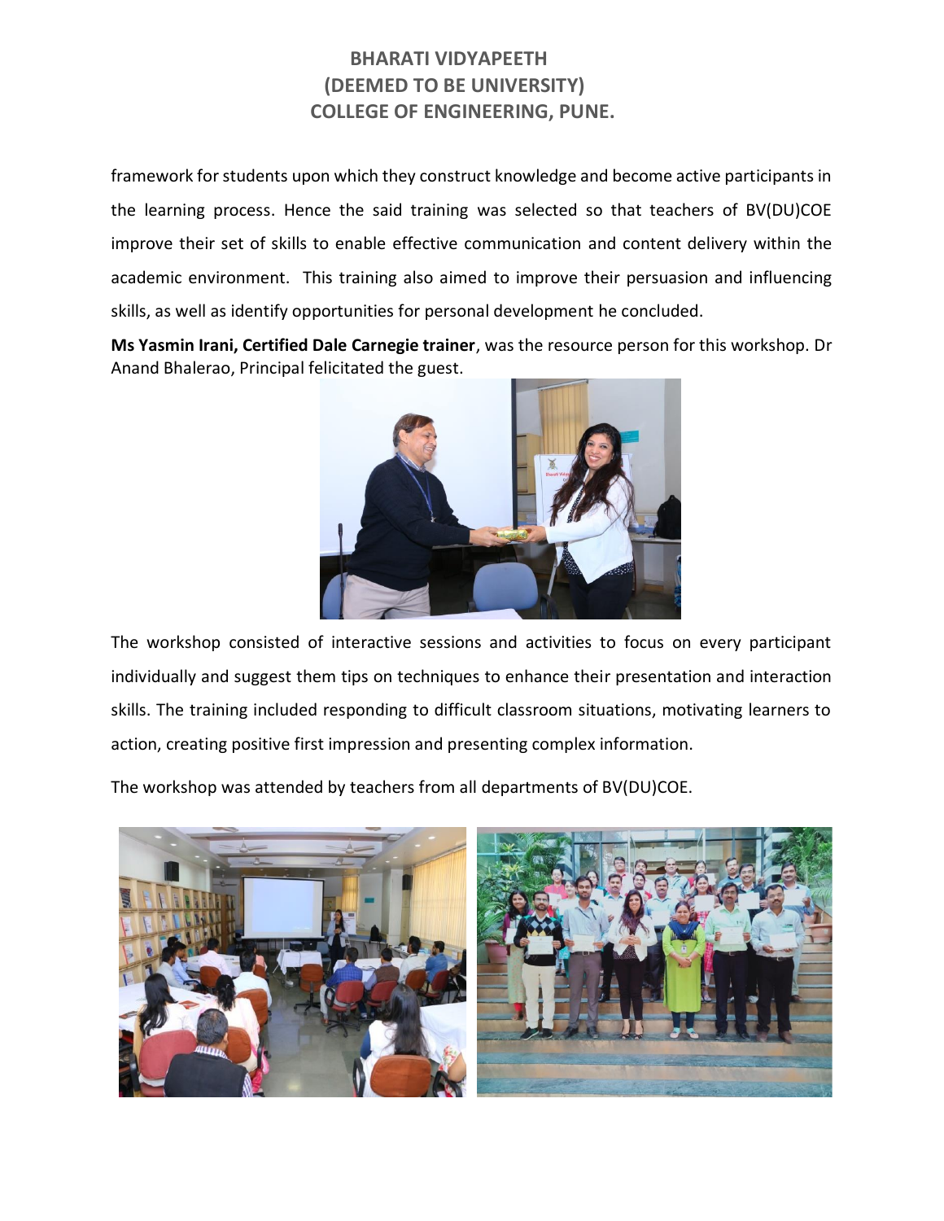framework for students upon which they construct knowledge and become active participants in the learning process. Hence the said training was selected so that teachers of BV(DU)COE improve their set of skills to enable effective communication and content delivery within the academic environment. This training also aimed to improve their persuasion and influencing skills, as well as identify opportunities for personal development he concluded.

**Ms Yasmin Irani, Certified Dale Carnegie trainer**, was the resource person for this workshop. Dr Anand Bhalerao, Principal felicitated the guest.

The workshop consisted of interactive sessions and activities to focus on every participant individually and suggest them tips on techniques to enhance their presentation and interaction skills. The training included responding to difficult classroom situations, motivating learners to action, creating positive first impression and presenting complex information.

The workshop was attended by teachers from all departments of BV(DU)COE.